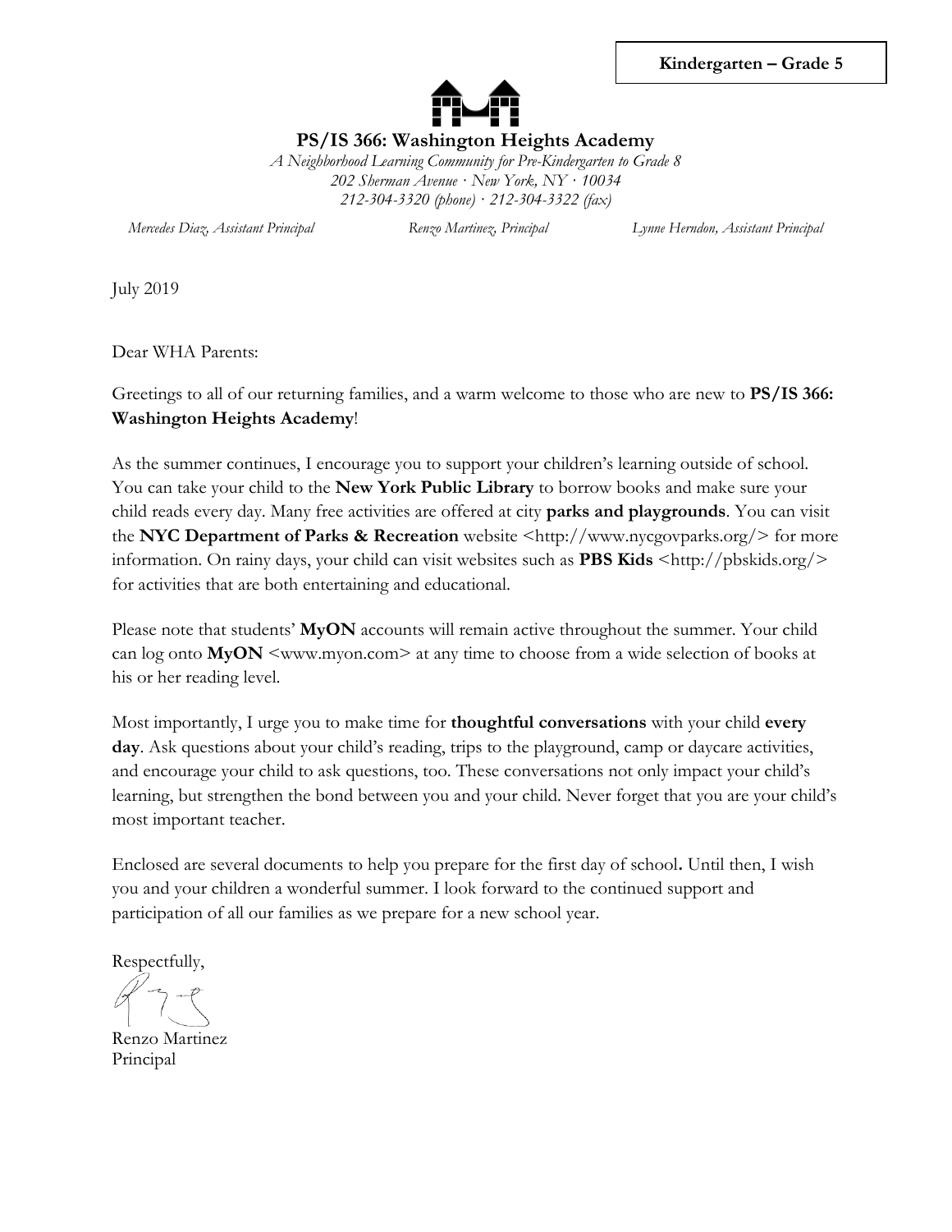**Kindergarten – Grade 5**

## PS/IS 366: Washington Heights Academy

*A Neighborhood Learning Community for Pre-Kindergarten to Grade 8*
*202 Sherman Avenue · New York, NY · 10034*
*212-304-3320 (phone) · 212-304-3322 (fax)*

*Mercedes Diaz, Assistant Principal* | *Renzo Martinez, Principal* | *Lynne Herndon, Assistant Principal*

July 2019

Dear WHA Parents:

Greetings to all of our returning families, and a warm welcome to those who are new to **PS/IS 366: Washington Heights Academy**!

As the summer continues, I encourage you to support your children's learning outside of school. You can take your child to the **New York Public Library** to borrow books and make sure your child reads every day. Many free activities are offered at city **parks and playgrounds**. You can visit the **NYC Department of Parks & Recreation** website <http://www.nycgovparks.org/> for more information. On rainy days, your child can visit websites such as **PBS Kids** <http://pbskids.org/> for activities that are both entertaining and educational.

Please note that students' **MyON** accounts will remain active throughout the summer. Your child can log onto **MyON** <www.myon.com> at any time to choose from a wide selection of books at his or her reading level.

Most importantly, I urge you to make time for **thoughtful conversations** with your child **every day**. Ask questions about your child's reading, trips to the playground, camp or daycare activities, and encourage your child to ask questions, too. These conversations not only impact your child's learning, but strengthen the bond between you and your child. Never forget that you are your child's most important teacher.

Enclosed are several documents to help you prepare for the first day of school**.** Until then, I wish you and your children a wonderful summer. I look forward to the continued support and participation of all our families as we prepare for a new school year.

Respectfully,

Renzo Martinez
Principal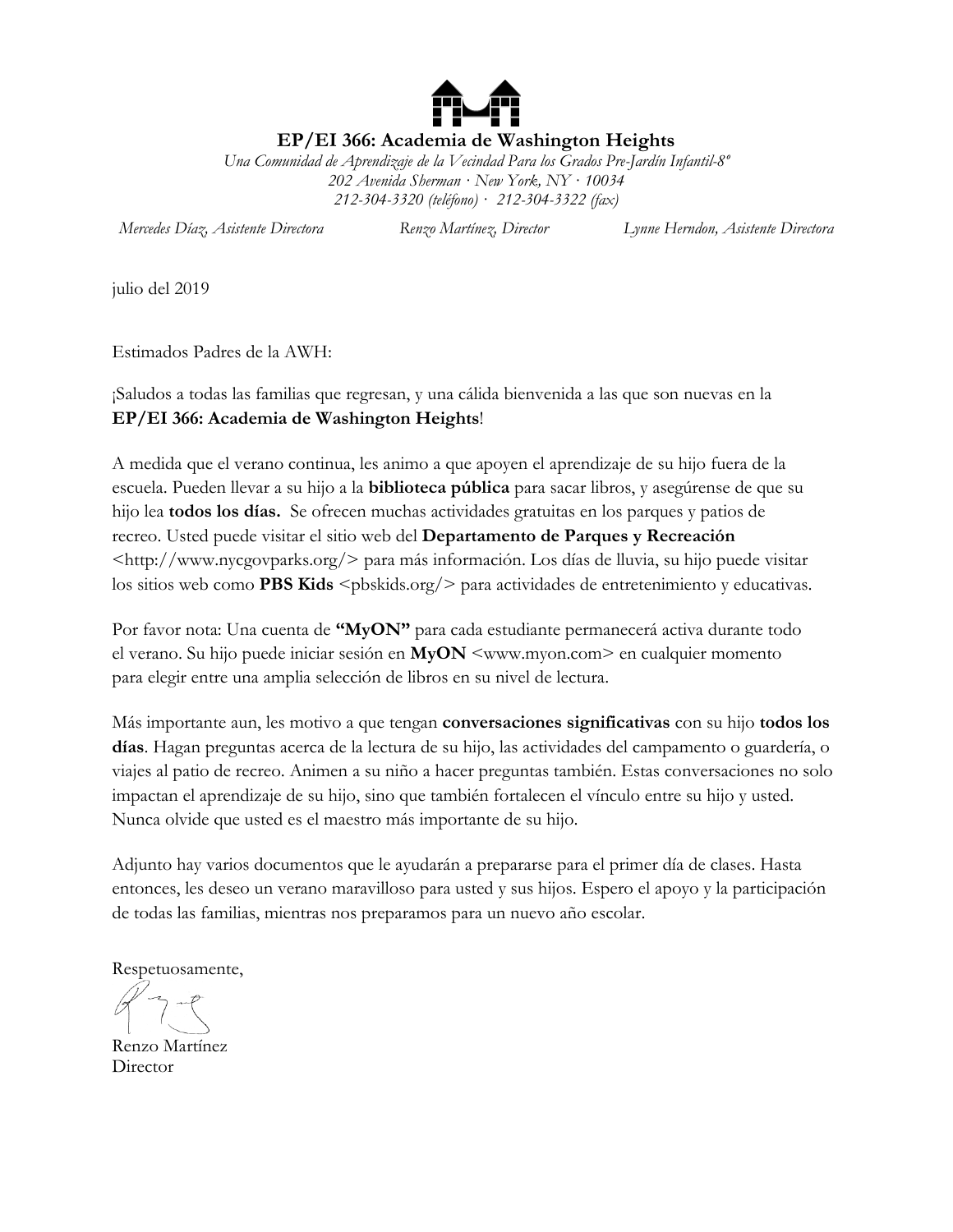# EP/EI 366: Academia de Washington Heights

*Una Comunidad de Aprendizaje de la Vecindad Para los Grados Pre-Jardín Infantil-8º*
*202 Avenida Sherman · New York, NY · 10034*
*212-304-3320 (teléfono) · 212-304-3322 (fax)*

*Mercedes Díaz, Asistente Directora* *Renzo Martínez, Director* *Lynne Herndon, Asistente Directora*

julio del 2019

Estimados Padres de la AWH:

¡Saludos a todas las familias que regresan, y una cálida bienvenida a las que son nuevas en la **EP/EI 366: Academia de Washington Heights**!

A medida que el verano continua, les animo a que apoyen el aprendizaje de su hijo fuera de la escuela. Pueden llevar a su hijo a la **biblioteca pública** para sacar libros, y asegúrense de que su hijo lea **todos los días.** Se ofrecen muchas actividades gratuitas en los parques y patios de recreo. Usted puede visitar el sitio web del **Departamento de Parques y Recreación** <http://www.nycgovparks.org/> para más información. Los días de lluvia, su hijo puede visitar los sitios web como **PBS Kids** <pbskids.org/> para actividades de entretenimiento y educativas.

Por favor nota: Una cuenta de **"MyON"** para cada estudiante permanecerá activa durante todo el verano. Su hijo puede iniciar sesión en **MyON** <www.myon.com> en cualquier momento para elegir entre una amplia selección de libros en su nivel de lectura.

Más importante aun, les motivo a que tengan **conversaciones significativas** con su hijo **todos los días**. Hagan preguntas acerca de la lectura de su hijo, las actividades del campamento o guardería, o viajes al patio de recreo. Animen a su niño a hacer preguntas también. Estas conversaciones no solo impactan el aprendizaje de su hijo, sino que también fortalecen el vínculo entre su hijo y usted. Nunca olvide que usted es el maestro más importante de su hijo.

Adjunto hay varios documentos que le ayudarán a prepararse para el primer día de clases. Hasta entonces, les deseo un verano maravilloso para usted y sus hijos. Espero el apoyo y la participación de todas las familias, mientras nos preparamos para un nuevo año escolar.

Respetuosamente,

Renzo Martínez
Director